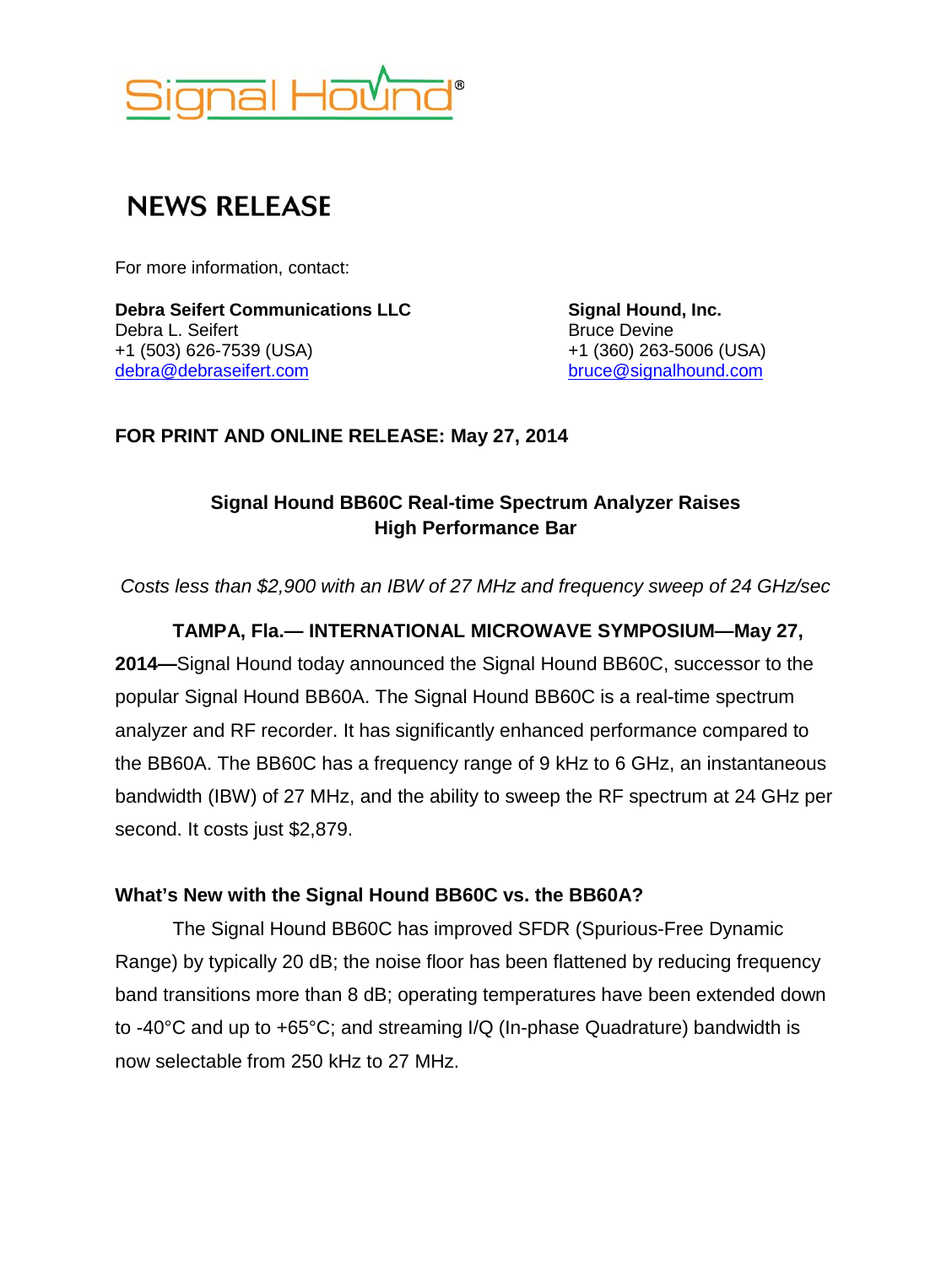Signal Hound®

# NEWS RELEASE

For more information, contact:

**Debra Seifert Communications LLC**
Debra L. Seifert
+1 (503) 626-7539 (USA)
debra@debraseifert.com

**Signal Hound, Inc.**
Bruce Devine
+1 (360) 263-5006 (USA)
bruce@signalhound.com

**FOR PRINT AND ONLINE RELEASE: May 27, 2014**

## Signal Hound BB60C Real-time Spectrum Analyzer Raises High Performance Bar

*Costs less than $2,900 with an IBW of 27 MHz and frequency sweep of 24 GHz/sec*

**TAMPA, Fla.— INTERNATIONAL MICROWAVE SYMPOSIUM—May 27, 2014—**Signal Hound today announced the Signal Hound BB60C, successor to the popular Signal Hound BB60A. The Signal Hound BB60C is a real-time spectrum analyzer and RF recorder. It has significantly enhanced performance compared to the BB60A. The BB60C has a frequency range of 9 kHz to 6 GHz, an instantaneous bandwidth (IBW) of 27 MHz, and the ability to sweep the RF spectrum at 24 GHz per second. It costs just $2,879.

### What's New with the Signal Hound BB60C vs. the BB60A?

The Signal Hound BB60C has improved SFDR (Spurious-Free Dynamic Range) by typically 20 dB; the noise floor has been flattened by reducing frequency band transitions more than 8 dB; operating temperatures have been extended down to -40°C and up to +65°C; and streaming I/Q (In-phase Quadrature) bandwidth is now selectable from 250 kHz to 27 MHz.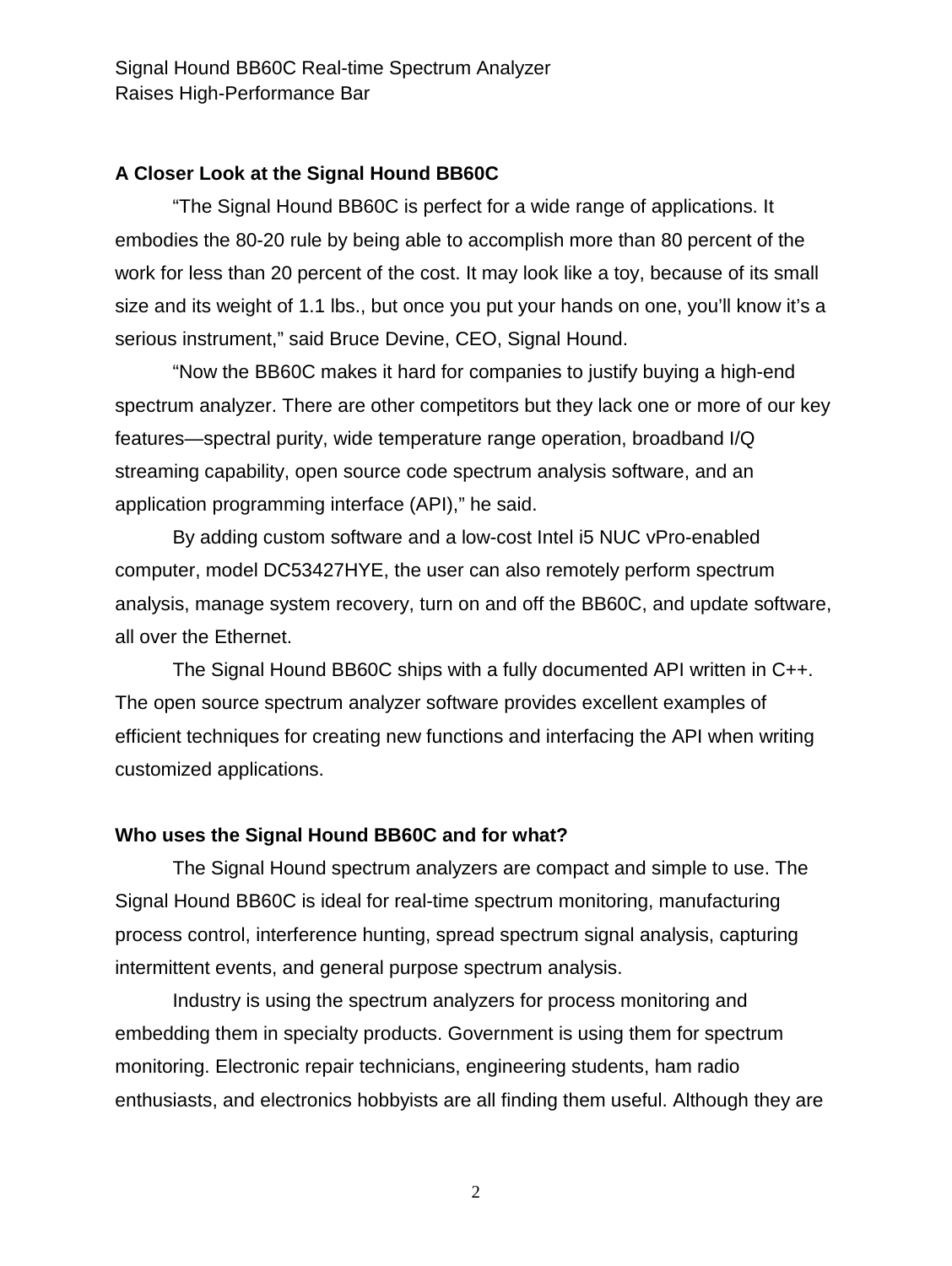## A Closer Look at the Signal Hound BB60C

"The Signal Hound BB60C is perfect for a wide range of applications. It embodies the 80-20 rule by being able to accomplish more than 80 percent of the work for less than 20 percent of the cost. It may look like a toy, because of its small size and its weight of 1.1 lbs., but once you put your hands on one, you'll know it's a serious instrument," said Bruce Devine, CEO, Signal Hound.

"Now the BB60C makes it hard for companies to justify buying a high-end spectrum analyzer. There are other competitors but they lack one or more of our key features—spectral purity, wide temperature range operation, broadband I/Q streaming capability, open source code spectrum analysis software, and an application programming interface (API)," he said.

By adding custom software and a low-cost Intel i5 NUC vPro-enabled computer, model DC53427HYE, the user can also remotely perform spectrum analysis, manage system recovery, turn on and off the BB60C, and update software, all over the Ethernet.

The Signal Hound BB60C ships with a fully documented API written in C++. The open source spectrum analyzer software provides excellent examples of efficient techniques for creating new functions and interfacing the API when writing customized applications.

## Who uses the Signal Hound BB60C and for what?

The Signal Hound spectrum analyzers are compact and simple to use. The Signal Hound BB60C is ideal for real-time spectrum monitoring, manufacturing process control, interference hunting, spread spectrum signal analysis, capturing intermittent events, and general purpose spectrum analysis.

Industry is using the spectrum analyzers for process monitoring and embedding them in specialty products. Government is using them for spectrum monitoring. Electronic repair technicians, engineering students, ham radio enthusiasts, and electronics hobbyists are all finding them useful. Although they are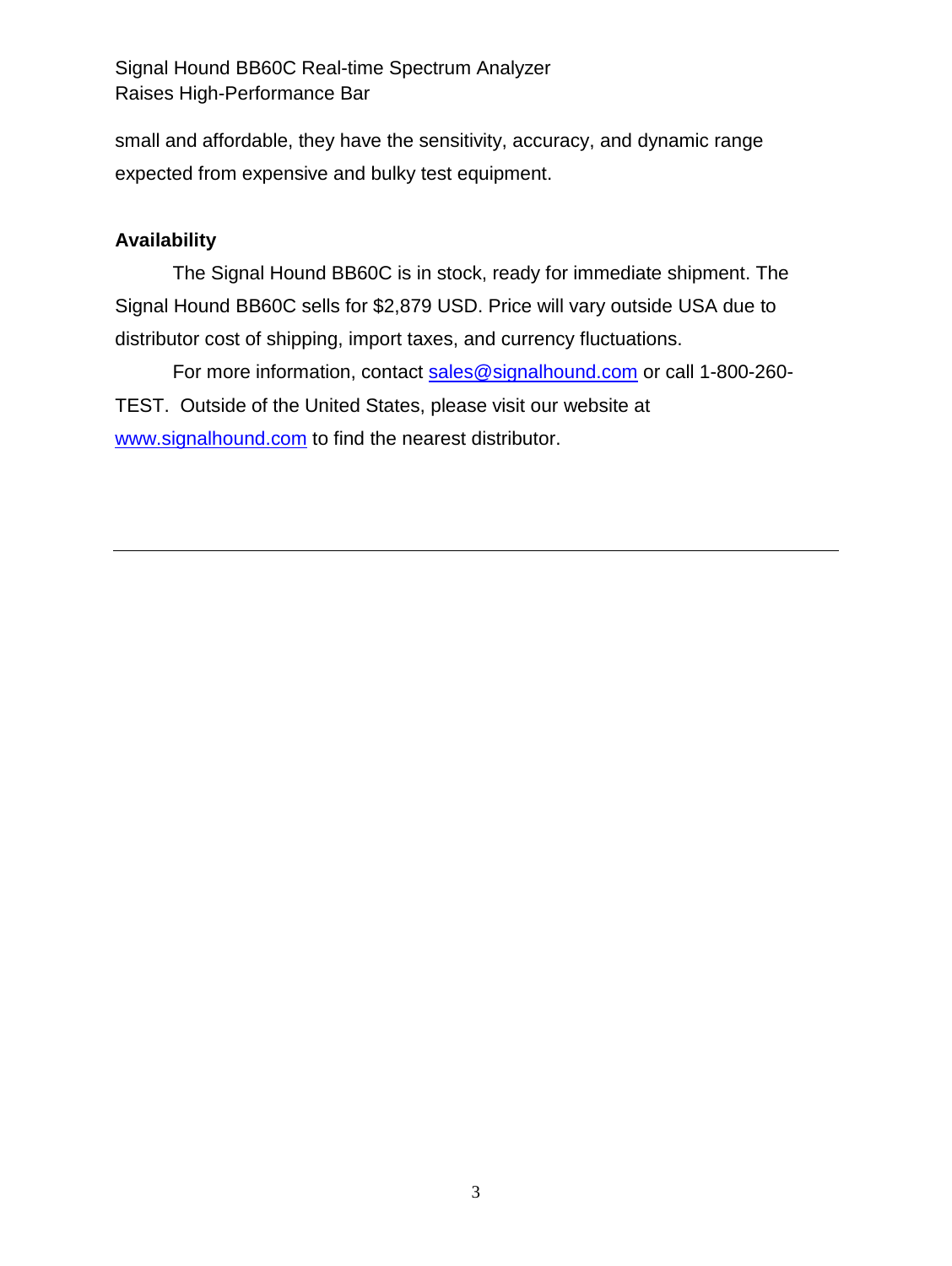small and affordable, they have the sensitivity, accuracy, and dynamic range expected from expensive and bulky test equipment.

**Availability**

The Signal Hound BB60C is in stock, ready for immediate shipment. The Signal Hound BB60C sells for $2,879 USD. Price will vary outside USA due to distributor cost of shipping, import taxes, and currency fluctuations.

For more information, contact sales@signalhound.com or call 1-800-260-TEST. Outside of the United States, please visit our website at www.signalhound.com to find the nearest distributor.

---